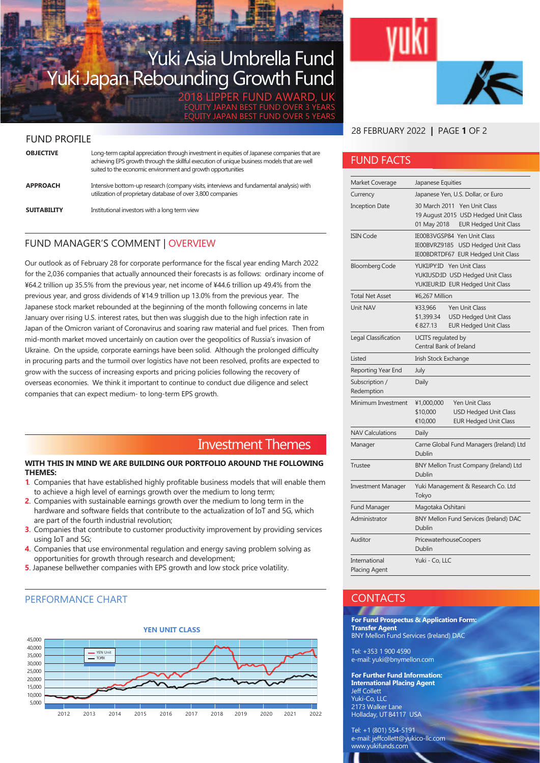# Yuki Asia Umbrella Fund
# Yuki Japan Rebounding Growth Fund

2018 LIPPER FUND AWARD, UK
EQUITY JAPAN BEST FUND OVER 3 YEARS
EQUITY JAPAN BEST FUND OVER 5 YEARS

yuki

28 FEBRUARY 2022

## FUND PROFILE

| | |
|---|---|
| **OBJECTIVE** | Long-term capital appreciation through investment in equities of Japanese companies that are achieving EPS growth through the skillful execution of unique business models that are well suited to the economic environment and growth opportunities |
| **APPROACH** | Intensive bottom-up research (company visits, interviews and fundamental analysis) with utilization of proprietary database of over 3,800 companies |
| **SUITABILITY** | Institutional investors with a long term view |

## FUND MANAGER'S COMMENT | OVERVIEW

Our outlook as of February 28 for corporate performance for the fiscal year ending March 2022 for the 2,036 companies that actually announced their forecasts is as follows: ordinary income of ¥64.2 trillion up 35.5% from the previous year, net income of ¥44.6 trillion up 49.4% from the previous year, and gross dividends of ¥14.9 trillion up 13.0% from the previous year. The Japanese stock market rebounded at the beginning of the month following concerns in late January over rising U.S. interest rates, but then was sluggish due to the high infection rate in Japan of the Omicron variant of Coronavirus and soaring raw material and fuel prices. Then from mid-month market moved uncertainly on caution over the geopolitics of Russia's invasion of Ukraine. On the upside, corporate earnings have been solid. Although the prolonged difficulty in procuring parts and the turmoil over logistics have not been resolved, profits are expected to grow with the success of increasing exports and pricing policies following the recovery of overseas economies. We think it important to continue to conduct due diligence and select companies that can expect medium- to long-term EPS growth.

## Investment Themes

**WITH THIS IN MIND WE ARE BUILDING OUR PORTFOLIO AROUND THE FOLLOWING THEMES:**

1. Companies that have established highly profitable business models that will enable them to achieve a high level of earnings growth over the medium to long term;
2. Companies with sustainable earnings growth over the medium to long term in the hardware and software fields that contribute to the actualization of IoT and 5G, which are part of the fourth industrial revolution;
3. Companies that contribute to customer productivity improvement by providing services using IoT and 5G;
4. Companies that use environmental regulation and energy saving problem solving as opportunities for growth through research and development;
5. Japanese bellwether companies with EPS growth and low stock price volatility.

## PERFORMANCE CHART

**YEN UNIT CLASS**

(Chart: YEN Unit vs TOPIX, 2012–2022; y-axis 5,000–45,000)

## FUND FACTS

| | |
|---|---|
| Market Coverage | Japanese Equities |
| Currency | Japanese Yen, U.S. Dollar, or Euro |
| Inception Date | 30 March 2011 Yen Unit Class<br>19 August 2015 USD Hedged Unit Class<br>01 May 2018 EUR Hedged Unit Class |
| ISIN Code | IE00B3VGSP84 Yen Unit Class<br>IE00BVRZ9185 USD Hedged Unit Class<br>IE00BDRTDF67 EUR Hedged Unit Class |
| Bloomberg Code | YUKIJPY:ID Yen Unit Class<br>YUKIUSD:ID USD Hedged Unit Class<br>YUKIEUR:ID EUR Hedged Unit Class |
| Total Net Asset | ¥6,267 Million |
| Unit NAV | ¥33,966 Yen Unit Class<br>$1,399.34 USD Hedged Unit Class<br>€827.13 EUR Hedged Unit Class |
| Legal Classification | UCITS regulated by Central Bank of Ireland |
| Listed | Irish Stock Exchange |
| Reporting Year End | July |
| Subscription / Redemption | Daily |
| Minimum Investment | ¥1,000,000 Yen Unit Class<br>$10,000 USD Hedged Unit Class<br>€10,000 EUR Hedged Unit Class |
| NAV Calculations | Daily |
| Manager | Carne Global Fund Managers (Ireland) Ltd Dublin |
| Trustee | BNY Mellon Trust Company (Ireland) Ltd Dublin |
| Investment Manager | Yuki Management & Research Co. Ltd Tokyo |
| Fund Manager | Magotaka Oshitani |
| Administrator | BNY Mellon Fund Services (Ireland) DAC Dublin |
| Auditor | PricewaterhouseCoopers Dublin |
| International Placing Agent | Yuki - Co, LLC |

## CONTACTS

**For Fund Prospectus & Application Form:**
**Transfer Agent**
BNY Mellon Fund Services (Ireland) DAC

Tel: +353 1 900 4590
e-mail: yuki@bnymellon.com

**For Further Fund Information:**
**International Placing Agent**
Jeff Collett
Yuki-Co, LLC
2173 Walker Lane
Holladay, UT 84117 USA

Tel: +1 (801) 554-5191
e-mail: jeffcollett@yukico-llc.com
www.yukifunds.com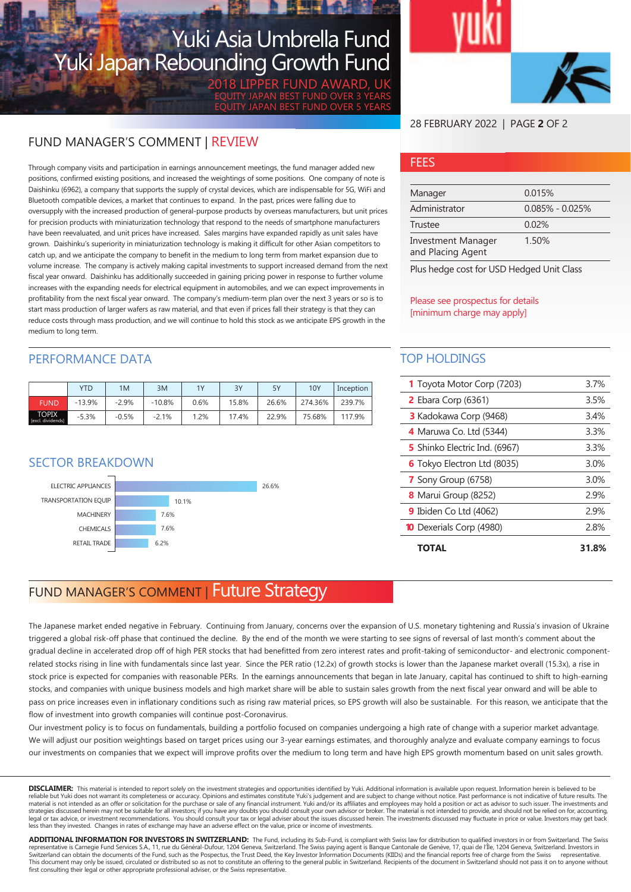# Yuki Asia Umbrella Fund
# Yuki Japan Rebounding Growth Fund

2018 LIPPER FUND AWARD, UK
EQUITY JAPAN BEST FUND OVER 3 YEARS
EQUITY JAPAN BEST FUND OVER 5 YEARS

yuki

28 FEBRUARY 2022

## FUND MANAGER'S COMMENT | REVIEW

Through company visits and participation in earnings announcement meetings, the fund manager added new positions, confirmed existing positions, and increased the weightings of some positions. One company of note is Daishinku (6962), a company that supports the supply of crystal devices, which are indispensable for 5G, WiFi and Bluetooth compatible devices, a market that continues to expand. In the past, prices were falling due to oversupply with the increased production of general-purpose products by overseas manufacturers, but unit prices for precision products with miniaturization technology that respond to the needs of smartphone manufacturers have been reevaluated, and unit prices have increased. Sales margins have expanded rapidly as unit sales have grown. Daishinku's superiority in miniaturization technology is making it difficult for other Asian competitors to catch up, and we anticipate the company to benefit in the medium to long term from market expansion due to volume increase. The company is actively making capital investments to support increased demand from the next fiscal year onward. Daishinku has additionally succeeded in gaining pricing power in response to further volume increases with the expanding needs for electrical equipment in automobiles, and we can expect improvements in profitability from the next fiscal year onward. The company's medium-term plan over the next 3 years or so is to start mass production of larger wafers as raw material, and that even if prices fall their strategy is that they can reduce costs through mass production, and we will continue to hold this stock as we anticipate EPS growth in the medium to long term.

## FEES

| | |
|---|---|
| Manager | 0.015% |
| Administrator | 0.085% - 0.025% |
| Trustee | 0.02% |
| Investment Manager and Placing Agent | 1.50% |
| Plus hedge cost for USD Hedged Unit Class | |

Please see prospectus for details
[minimum charge may apply]

## PERFORMANCE DATA

| | YTD | 1M | 3M | 1Y | 3Y | 5Y | 10Y | Inception |
|---|---|---|---|---|---|---|---|---|
| FUND | -13.9% | -2.9% | -10.8% | 0.6% | 15.8% | 26.6% | 274.36% | 239.7% |
| TOPIX [excl. dividends] | -5.3% | -0.5% | -2.1% | 1.2% | 17.4% | 22.9% | 75.68% | 117.9% |

## TOP HOLDINGS

| | | |
|---|---|---|
| 1 | Toyota Motor Corp (7203) | 3.7% |
| 2 | Ebara Corp (6361) | 3.5% |
| 3 | Kadokawa Corp (9468) | 3.4% |
| 4 | Maruwa Co. Ltd (5344) | 3.3% |
| 5 | Shinko Electric Ind. (6967) | 3.3% |
| 6 | Tokyo Electron Ltd (8035) | 3.0% |
| 7 | Sony Group (6758) | 3.0% |
| 8 | Marui Group (8252) | 2.9% |
| 9 | Ibiden Co Ltd (4062) | 2.9% |
| 10 | Dexerials Corp (4980) | 2.8% |
| | **TOTAL** | **31.8%** |

## SECTOR BREAKDOWN

ELECTRIC APPLIANCES 26.6%
TRANSPORTATION EQUIP 10.1%
MACHINERY 7.6%
CHEMICALS 7.6%
RETAIL TRADE 6.2%

## FUND MANAGER'S COMMENT | Future Strategy

The Japanese market ended negative in February. Continuing from January, concerns over the expansion of U.S. monetary tightening and Russia's invasion of Ukraine triggered a global risk-off phase that continued the decline. By the end of the month we were starting to see signs of reversal of last month's comment about the gradual decline in accelerated drop off of high PER stocks that had benefitted from zero interest rates and profit-taking of semiconductor- and electronic component-related stocks rising in line with fundamentals since last year. Since the PER ratio (12.2x) of growth stocks is lower than the Japanese market overall (15.3x), a rise in stock price is expected for companies with reasonable PERs. In the earnings announcements that began in late January, capital has continued to shift to high-earning stocks, and companies with unique business models and high market share will be able to sustain sales growth from the next fiscal year onward and will be able to pass on price increases even in inflationary conditions such as rising raw material prices, so EPS growth will also be sustainable. For this reason, we anticipate that the flow of investment into growth companies will continue post-Coronavirus.

Our investment policy is to focus on fundamentals, building a portfolio focused on companies undergoing a high rate of change with a superior market advantage. We will adjust our position weightings based on target prices using our 3-year earnings estimates, and thoroughly analyze and evaluate company earnings to focus our investments on companies that we expect will improve profits over the medium to long term and have high EPS growth momentum based on unit sales growth.

**DISCLAIMER:** This material is intended to report solely on the investment strategies and opportunities identified by Yuki. Additional information is available upon request. Information herein is believed to be reliable but Yuki does not warrant its completeness or accuracy. Opinions and estimates constitute Yuki's judgement and are subject to change without notice. Past performance is not indicative of future results. The material is not intended as an offer or solicitation for the purchase or sale of any financial instrument. Yuki and/or its affiliates and employees may hold a position or act as advisor to such issuer. The investments and strategies discussed herein may not be suitable for all investors; if you have any doubts you should consult your own advisor or broker. The material is not intended to provide, and should not be relied on for, accounting, legal or tax advice, or investment recommendations. You should consult your tax or legal adviser about the issues discussed herein. The investments discussed may fluctuate in price or value. Investors may get back less than they invested. Changes in rates of exchange may have an adverse effect on the value, price or income of investments.

**ADDITIONAL INFORMATION FOR INVESTORS IN SWITZERLAND:** The Fund, including its Sub-Fund, is compliant with Swiss law for distribution to qualified investors in or from Switzerland. The Swiss representative is Carnegie Fund Services S.A., 11, rue du Général-Dufour, 1204 Geneva, Switzerland. The Swiss paying agent is Banque Cantonale de Genève, 17, quai de l'Île, 1204 Geneva, Switzerland. Investors in Switzerland can obtain the documents of the Fund, such as the Prospectus, the Trust Deed, the Key Investor Information Documents (KIIDs) and the financial reports free of charge from the Swiss representative. This document may only be issued, circulated or distributed so as not to constitute an offering to the general public in Switzerland. Recipients of the document in Switzerland should not pass it on to anyone without first consulting their legal or other appropriate professional adviser, or the Swiss representative.